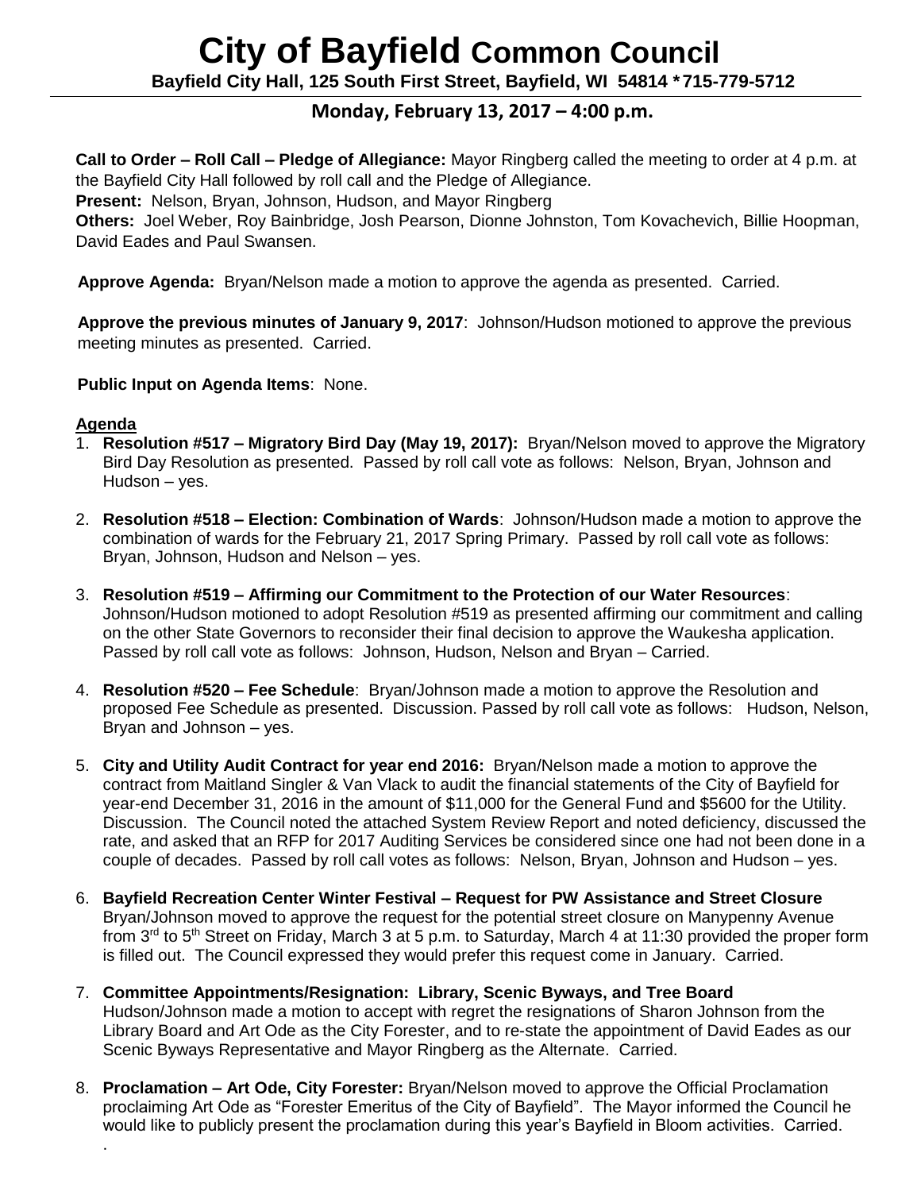# City of Bayfield Common Council

**Bayfield City Hall, 125 South First Street, Bayfield, WI 54814 *715-779-5712**

## Monday, February 13, 2017 – 4:00 p.m.

**Call to Order – Roll Call – Pledge of Allegiance:** Mayor Ringberg called the meeting to order at 4 p.m. at the Bayfield City Hall followed by roll call and the Pledge of Allegiance.

**Present:** Nelson, Bryan, Johnson, Hudson, and Mayor Ringberg

**Others:** Joel Weber, Roy Bainbridge, Josh Pearson, Dionne Johnston, Tom Kovachevich, Billie Hoopman, David Eades and Paul Swansen.

**Approve Agenda:** Bryan/Nelson made a motion to approve the agenda as presented. Carried.

**Approve the previous minutes of January 9, 2017**: Johnson/Hudson motioned to approve the previous meeting minutes as presented. Carried.

**Public Input on Agenda Items**: None.

**Agenda**

1. **Resolution #517 – Migratory Bird Day (May 19, 2017):** Bryan/Nelson moved to approve the Migratory Bird Day Resolution as presented. Passed by roll call vote as follows: Nelson, Bryan, Johnson and Hudson – yes.

2. **Resolution #518 – Election: Combination of Wards**: Johnson/Hudson made a motion to approve the combination of wards for the February 21, 2017 Spring Primary. Passed by roll call vote as follows: Bryan, Johnson, Hudson and Nelson – yes.

3. **Resolution #519 – Affirming our Commitment to the Protection of our Water Resources**: Johnson/Hudson motioned to adopt Resolution #519 as presented affirming our commitment and calling on the other State Governors to reconsider their final decision to approve the Waukesha application. Passed by roll call vote as follows: Johnson, Hudson, Nelson and Bryan – Carried.

4. **Resolution #520 – Fee Schedule**: Bryan/Johnson made a motion to approve the Resolution and proposed Fee Schedule as presented. Discussion. Passed by roll call vote as follows: Hudson, Nelson, Bryan and Johnson – yes.

5. **City and Utility Audit Contract for year end 2016:** Bryan/Nelson made a motion to approve the contract from Maitland Singler & Van Vlack to audit the financial statements of the City of Bayfield for year-end December 31, 2016 in the amount of $11,000 for the General Fund and $5600 for the Utility. Discussion. The Council noted the attached System Review Report and noted deficiency, discussed the rate, and asked that an RFP for 2017 Auditing Services be considered since one had not been done in a couple of decades. Passed by roll call votes as follows: Nelson, Bryan, Johnson and Hudson – yes.

6. **Bayfield Recreation Center Winter Festival – Request for PW Assistance and Street Closure** Bryan/Johnson moved to approve the request for the potential street closure on Manypenny Avenue from 3rd to 5th Street on Friday, March 3 at 5 p.m. to Saturday, March 4 at 11:30 provided the proper form is filled out. The Council expressed they would prefer this request come in January. Carried.

7. **Committee Appointments/Resignation: Library, Scenic Byways, and Tree Board** Hudson/Johnson made a motion to accept with regret the resignations of Sharon Johnson from the Library Board and Art Ode as the City Forester, and to re-state the appointment of David Eades as our Scenic Byways Representative and Mayor Ringberg as the Alternate. Carried.

8. **Proclamation – Art Ode, City Forester:** Bryan/Nelson moved to approve the Official Proclamation proclaiming Art Ode as "Forester Emeritus of the City of Bayfield". The Mayor informed the Council he would like to publicly present the proclamation during this year's Bayfield in Bloom activities. Carried.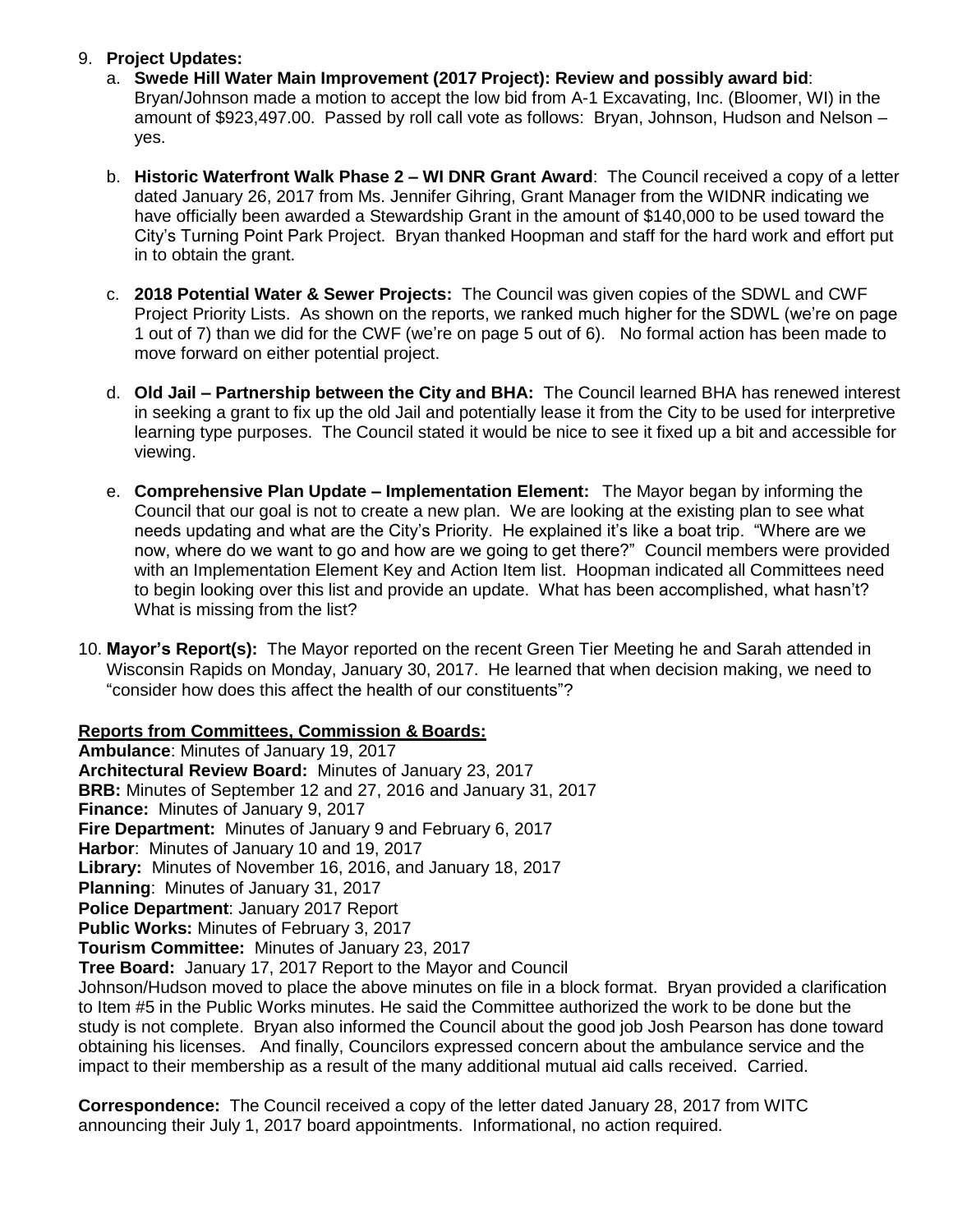9. **Project Updates:**
   a. **Swede Hill Water Main Improvement (2017 Project): Review and possibly award bid**: Bryan/Johnson made a motion to accept the low bid from A-1 Excavating, Inc. (Bloomer, WI) in the amount of $923,497.00. Passed by roll call vote as follows: Bryan, Johnson, Hudson and Nelson – yes.

   b. **Historic Waterfront Walk Phase 2 – WI DNR Grant Award**: The Council received a copy of a letter dated January 26, 2017 from Ms. Jennifer Gihring, Grant Manager from the WIDNR indicating we have officially been awarded a Stewardship Grant in the amount of $140,000 to be used toward the City's Turning Point Park Project. Bryan thanked Hoopman and staff for the hard work and effort put in to obtain the grant.

   c. **2018 Potential Water & Sewer Projects:** The Council was given copies of the SDWL and CWF Project Priority Lists. As shown on the reports, we ranked much higher for the SDWL (we're on page 1 out of 7) than we did for the CWF (we're on page 5 out of 6). No formal action has been made to move forward on either potential project.

   d. **Old Jail – Partnership between the City and BHA:** The Council learned BHA has renewed interest in seeking a grant to fix up the old Jail and potentially lease it from the City to be used for interpretive learning type purposes. The Council stated it would be nice to see it fixed up a bit and accessible for viewing.

   e. **Comprehensive Plan Update – Implementation Element:** The Mayor began by informing the Council that our goal is not to create a new plan. We are looking at the existing plan to see what needs updating and what are the City's Priority. He explained it's like a boat trip. "Where are we now, where do we want to go and how are we going to get there?" Council members were provided with an Implementation Element Key and Action Item list. Hoopman indicated all Committees need to begin looking over this list and provide an update. What has been accomplished, what hasn't? What is missing from the list?

10. **Mayor's Report(s):** The Mayor reported on the recent Green Tier Meeting he and Sarah attended in Wisconsin Rapids on Monday, January 30, 2017. He learned that when decision making, we need to "consider how does this affect the health of our constituents"?

**Reports from Committees, Commission & Boards:**

**Ambulance**: Minutes of January 19, 2017
**Architectural Review Board:** Minutes of January 23, 2017
**BRB:** Minutes of September 12 and 27, 2016 and January 31, 2017
**Finance:** Minutes of January 9, 2017
**Fire Department:** Minutes of January 9 and February 6, 2017
**Harbor**: Minutes of January 10 and 19, 2017
**Library:** Minutes of November 16, 2016, and January 18, 2017
**Planning**: Minutes of January 31, 2017
**Police Department**: January 2017 Report
**Public Works:** Minutes of February 3, 2017
**Tourism Committee:** Minutes of January 23, 2017
**Tree Board:** January 17, 2017 Report to the Mayor and Council

Johnson/Hudson moved to place the above minutes on file in a block format. Bryan provided a clarification to Item #5 in the Public Works minutes. He said the Committee authorized the work to be done but the study is not complete. Bryan also informed the Council about the good job Josh Pearson has done toward obtaining his licenses. And finally, Councilors expressed concern about the ambulance service and the impact to their membership as a result of the many additional mutual aid calls received. Carried.

**Correspondence:** The Council received a copy of the letter dated January 28, 2017 from WITC announcing their July 1, 2017 board appointments. Informational, no action required.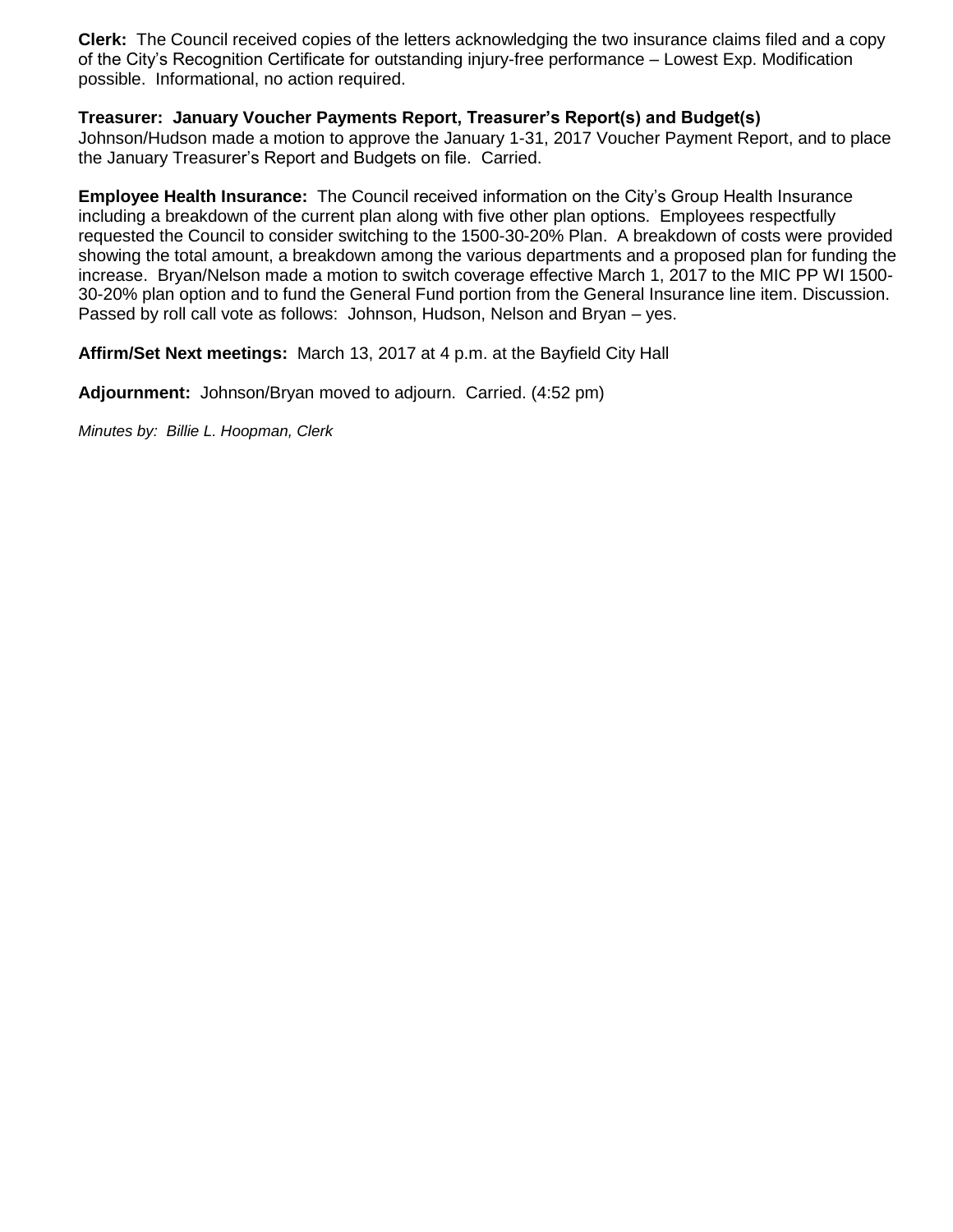**Clerk:** The Council received copies of the letters acknowledging the two insurance claims filed and a copy of the City's Recognition Certificate for outstanding injury-free performance – Lowest Exp. Modification possible. Informational, no action required.

**Treasurer: January Voucher Payments Report, Treasurer's Report(s) and Budget(s)**
Johnson/Hudson made a motion to approve the January 1-31, 2017 Voucher Payment Report, and to place the January Treasurer's Report and Budgets on file. Carried.

**Employee Health Insurance:** The Council received information on the City's Group Health Insurance including a breakdown of the current plan along with five other plan options. Employees respectfully requested the Council to consider switching to the 1500-30-20% Plan. A breakdown of costs were provided showing the total amount, a breakdown among the various departments and a proposed plan for funding the increase. Bryan/Nelson made a motion to switch coverage effective March 1, 2017 to the MIC PP WI 1500-30-20% plan option and to fund the General Fund portion from the General Insurance line item. Discussion. Passed by roll call vote as follows: Johnson, Hudson, Nelson and Bryan – yes.

**Affirm/Set Next meetings:** March 13, 2017 at 4 p.m. at the Bayfield City Hall

**Adjournment:** Johnson/Bryan moved to adjourn. Carried. (4:52 pm)

*Minutes by: Billie L. Hoopman, Clerk*